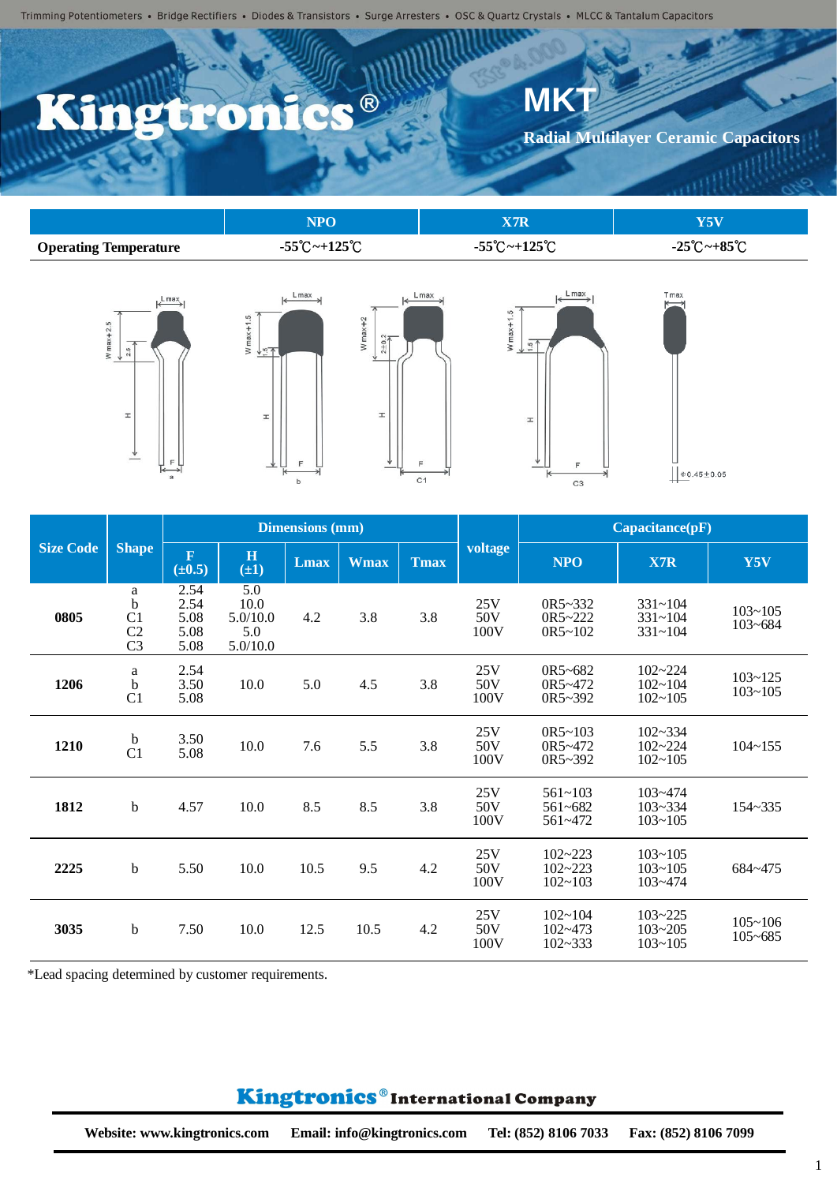Trimming Potentiometers • Bridge Rectifiers • Diodes & Transistors • Surge Arresters • OSC & Quartz Crystals • MLCC & Tantalum Capacitors

# Kingtronics®

## MKT

### Radial Multilayer Ceramic Capacitors

| | NPO | X7R | Y5V |
|---|---|---|---|
| **Operating Temperature** | -55℃~+125℃ | -55℃~+125℃ | -25℃~+85℃ |

| Size Code | Shape | Dimensions (mm) | | | | | voltage | Capacitance(pF) | | |
|---|---|---|---|---|---|---|---|---|---|---|
| | | F (±0.5) | H (±1) | Lmax | Wmax | Tmax | | NPO | X7R | Y5V |
| **0805** | a<br>b<br>C1<br>C2<br>C3 | 2.54<br>2.54<br>5.08<br>5.08<br>5.08 | 5.0<br>10.0<br>5.0/10.0<br>5.0<br>5.0/10.0 | 4.2 | 3.8 | 3.8 | 25V<br>50V<br>100V | 0R5~332<br>0R5~222<br>0R5~102 | 331~104<br>331~104<br>331~104 | 103~105<br>103~684 |
| **1206** | a<br>b<br>C1 | 2.54<br>3.50<br>5.08 | 10.0 | 5.0 | 4.5 | 3.8 | 25V<br>50V<br>100V | 0R5~682<br>0R5~472<br>0R5~392 | 102~224<br>102~104<br>102~105 | 103~125<br>103~105 |
| **1210** | b<br>C1 | 3.50<br>5.08 | 10.0 | 7.6 | 5.5 | 3.8 | 25V<br>50V<br>100V | 0R5~103<br>0R5~472<br>0R5~392 | 102~334<br>102~224<br>102~105 | 104~155 |
| **1812** | b | 4.57 | 10.0 | 8.5 | 8.5 | 3.8 | 25V<br>50V<br>100V | 561~103<br>561~682<br>561~472 | 103~474<br>103~334<br>103~105 | 154~335 |
| **2225** | b | 5.50 | 10.0 | 10.5 | 9.5 | 4.2 | 25V<br>50V<br>100V | 102~223<br>102~223<br>102~103 | 103~105<br>103~105<br>103~474 | 684~475 |
| **3035** | b | 7.50 | 10.0 | 12.5 | 10.5 | 4.2 | 25V<br>50V<br>100V | 102~104<br>102~473<br>102~333 | 103~225<br>103~205<br>103~105 | 105~106<br>105~685 |

*Lead spacing determined by customer requirements.

**Kingtronics® International Company**

**Website: www.kingtronics.com Email: info@kingtronics.com Tel: (852) 8106 7033 Fax: (852) 8106 7099**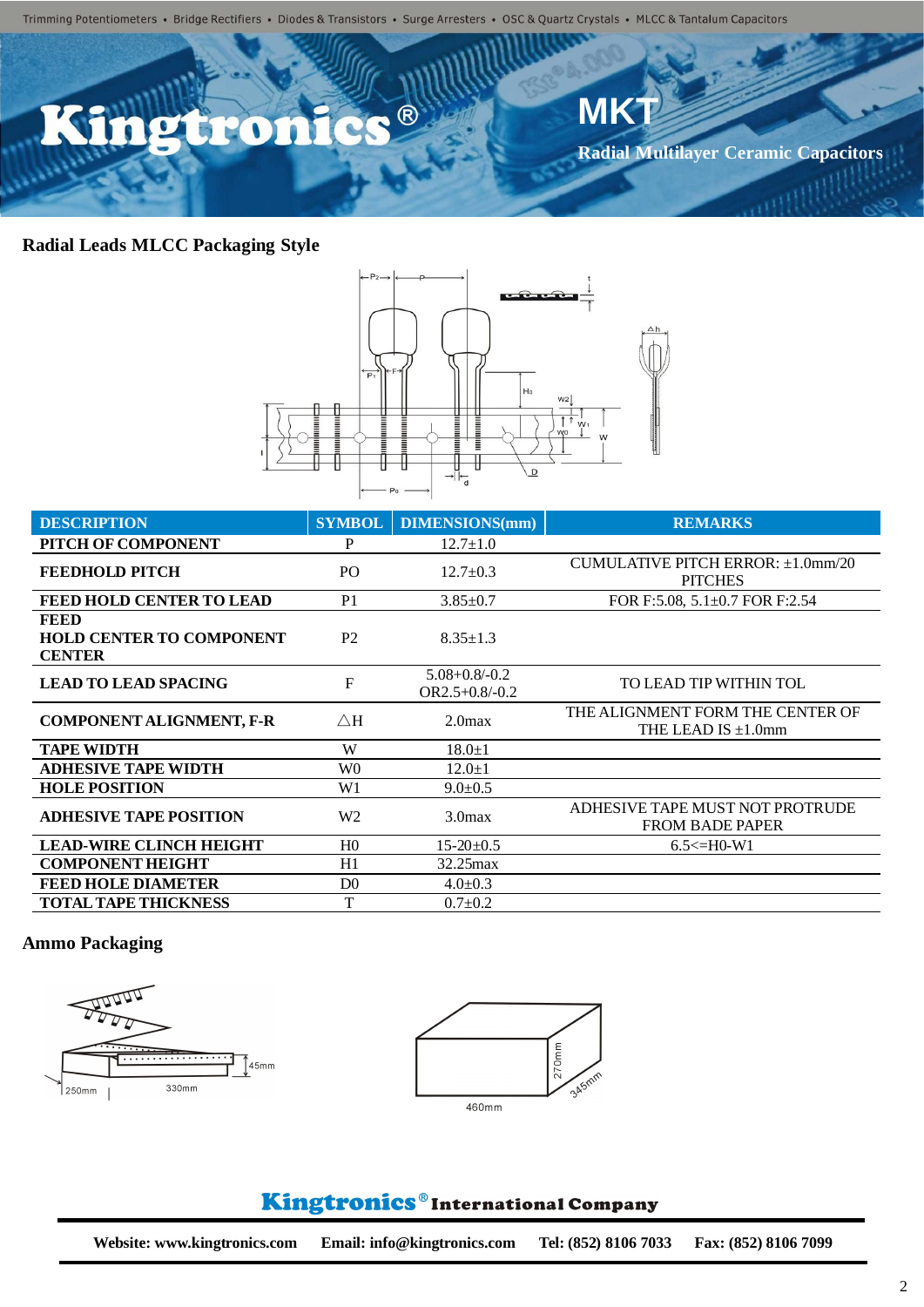## Radial Leads MLCC Packaging Style

| DESCRIPTION | SYMBOL | DIMENSIONS(mm) | REMARKS |
|---|---|---|---|
| PITCH OF COMPONENT | P | 12.7±1.0 | |
| FEEDHOLD PITCH | PO | 12.7±0.3 | CUMULATIVE PITCH ERROR: ±1.0mm/20 PITCHES |
| FEED HOLD CENTER TO LEAD | P1 | 3.85±0.7 | FOR F:5.08, 5.1±0.7 FOR F:2.54 |
| FEED HOLD CENTER TO COMPONENT CENTER | P2 | 8.35±1.3 | |
| LEAD TO LEAD SPACING | F | 5.08+0.8/-0.2 OR2.5+0.8/-0.2 | TO LEAD TIP WITHIN TOL |
| COMPONENT ALIGNMENT, F-R | △H | 2.0max | THE ALIGNMENT FORM THE CENTER OF THE LEAD IS ±1.0mm |
| TAPE WIDTH | W | 18.0±1 | |
| ADHESIVE TAPE WIDTH | W0 | 12.0±1 | |
| HOLE POSITION | W1 | 9.0±0.5 | |
| ADHESIVE TAPE POSITION | W2 | 3.0max | ADHESIVE TAPE MUST NOT PROTRUDE FROM BADE PAPER |
| LEAD-WIRE CLINCH HEIGHT | H0 | 15-20±0.5 | 6.5<=H0-W1 |
| COMPONENT HEIGHT | H1 | 32.25max | |
| FEED HOLE DIAMETER | D0 | 4.0±0.3 | |
| TOTAL TAPE THICKNESS | T | 0.7±0.2 | |

## Ammo Packaging

45mm
250mm
330mm

270mm
345mm
460mm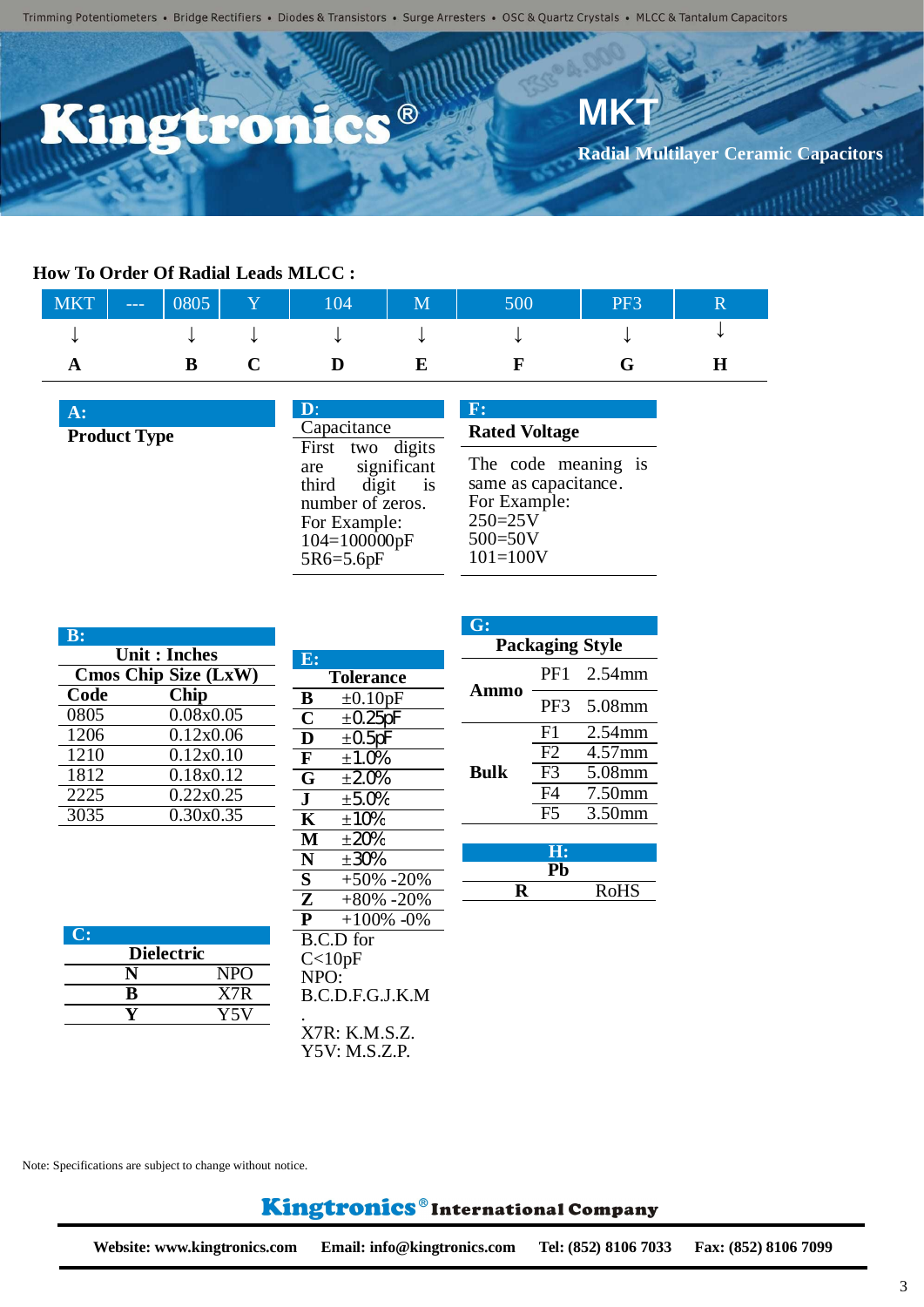# Kingtronics®

## MKT

### Radial Multilayer Ceramic Capacitors

### How To Order Of Radial Leads MLCC :

| MKT | --- | 0805 | Y | 104 | M | 500 | PF3 | R |
|---|---|---|---|---|---|---|---|---|
| ↓ | | ↓ | ↓ | ↓ | ↓ | ↓ | ↓ | ↓ |
| **A** | | **B** | **C** | **D** | **E** | **F** | **G** | **H** |

**A:**

**Product Type**

**D:**

Capacitance

First two digits are significant third digit is number of zeros.
For Example:
104=100000pF
5R6=5.6pF

**F:**

**Rated Voltage**

The code meaning is same as capacitance.
For Example:
250=25V
500=50V
101=100V

**B:**

| Unit : Inches | |
|---|---|
| **Cmos Chip Size (LxW)** | |
| **Code** | **Chip** |
| 0805 | 0.08x0.05 |
| 1206 | 0.12x0.06 |
| 1210 | 0.12x0.10 |
| 1812 | 0.18x0.12 |
| 2225 | 0.22x0.25 |
| 3035 | 0.30x0.35 |

**E:**

| Tolerance | |
|---|---|
| **B** | ±0.10pF |
| **C** | ±0.25pF |
| **D** | ±0.5pF |
| **F** | ±1.0% |
| **G** | ±2.0% |
| **J** | ±5.0% |
| **K** | ±10% |
| **M** | ±20% |
| **N** | ±30% |
| **S** | +50% -20% |
| **Z** | +80% -20% |
| **P** | +100% -0% |

B.C.D for C<10pF
NPO: B.C.D.F.G.J.K.M.
X7R: K.M.S.Z.
Y5V: M.S.Z.P.

**G:**

| Packaging Style | | |
|---|---|---|
| **Ammo** | PF1 | 2.54mm |
| | PF3 | 5.08mm |
| **Bulk** | F1 | 2.54mm |
| | F2 | 4.57mm |
| | F3 | 5.08mm |
| | F4 | 7.50mm |
| | F5 | 3.50mm |

**H:**

| Pb | |
|---|---|
| **R** | RoHS |

**C:**

| Dielectric | |
|---|---|
| **N** | NPO |
| **B** | X7R |
| **Y** | Y5V |

Note: Specifications are subject to change without notice.

**Kingtronics® International Company**

**Website: www.kingtronics.com Email: info@kingtronics.com Tel: (852) 8106 7033 Fax: (852) 8106 7099**